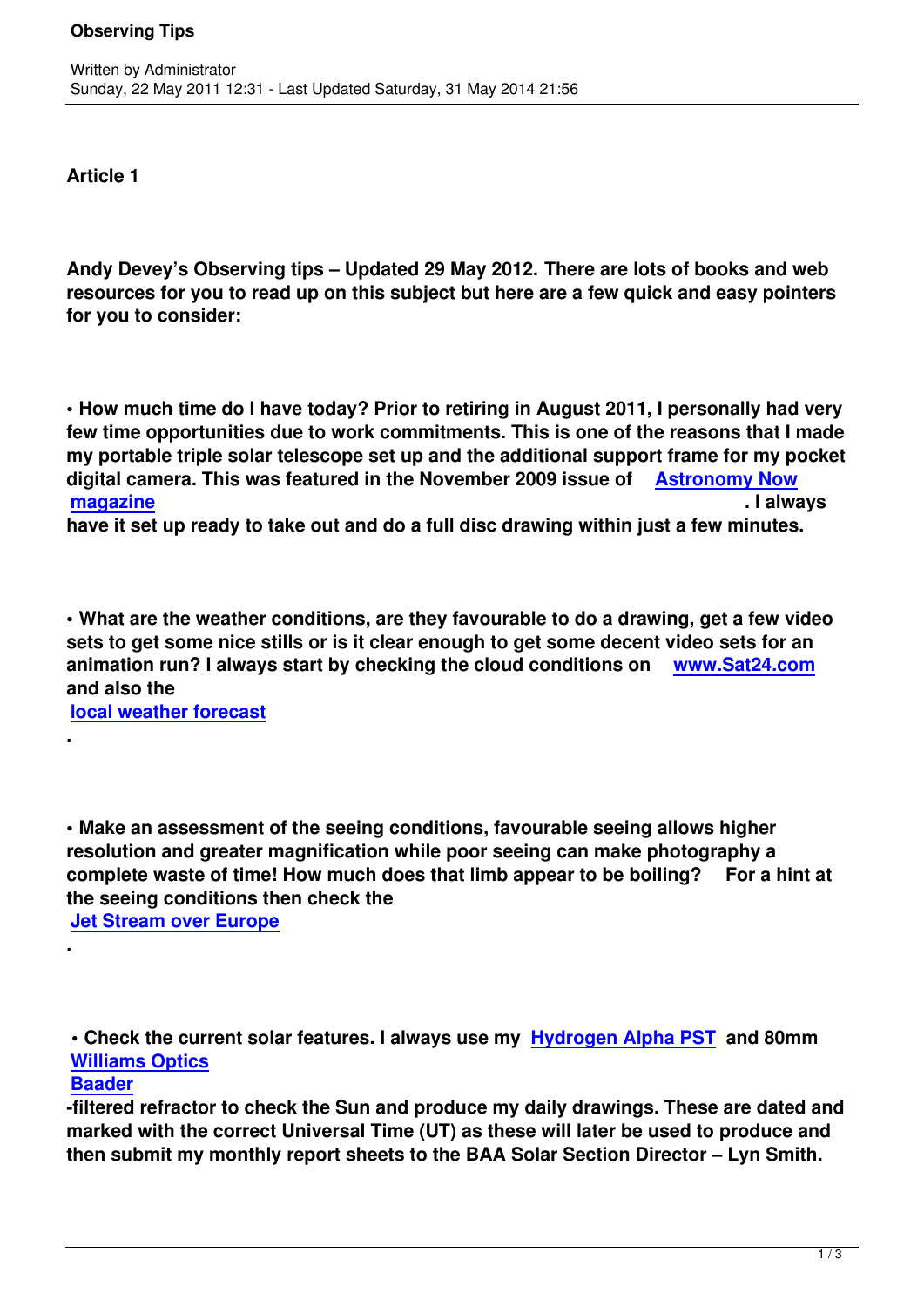**Article 1**

**Andy Devey's Observing tips – Updated 29 May 2012. There are lots of books and web resources for you to read up on this subject but here are a few quick and easy pointers for you to consider:**

**• How much time do I have today? Prior to retiring in August 2011, I personally had very few time opportunities due to work commitments. This is one of the reasons that I made my portable triple solar telescope set up and the additional support frame for my pocket digital camera. This was featured in the November 2009 issue of Astronomy Now magazine. I always have it set up ready to take out and do a full disc drawing within just a few minutes.**

**• What are the weather conditions, are they favourable to do a drawing, get a few video sets to get some nice stills or is it clear enough to get some decent video sets for an animation run? I always start by checking the cloud conditions on www.Sat24.com and also the local weather forecast.**

**• Make an assessment of the seeing conditions, favourable seeing allows higher resolution and greater magnification while poor seeing can make photography a complete waste of time! How much does that limb appear to be boiling? For a hint at the seeing conditions then check the Jet Stream over Europe.**

**• Check the current solar features. I always use my Hydrogen Alpha PST and 80mm Williams Optics Baader-filtered refractor to check the Sun and produce my daily drawings. These are dated and marked with the correct Universal Time (UT) as these will later be used to produce and then submit my monthly report sheets to the BAA Solar Section Director – Lyn Smith.**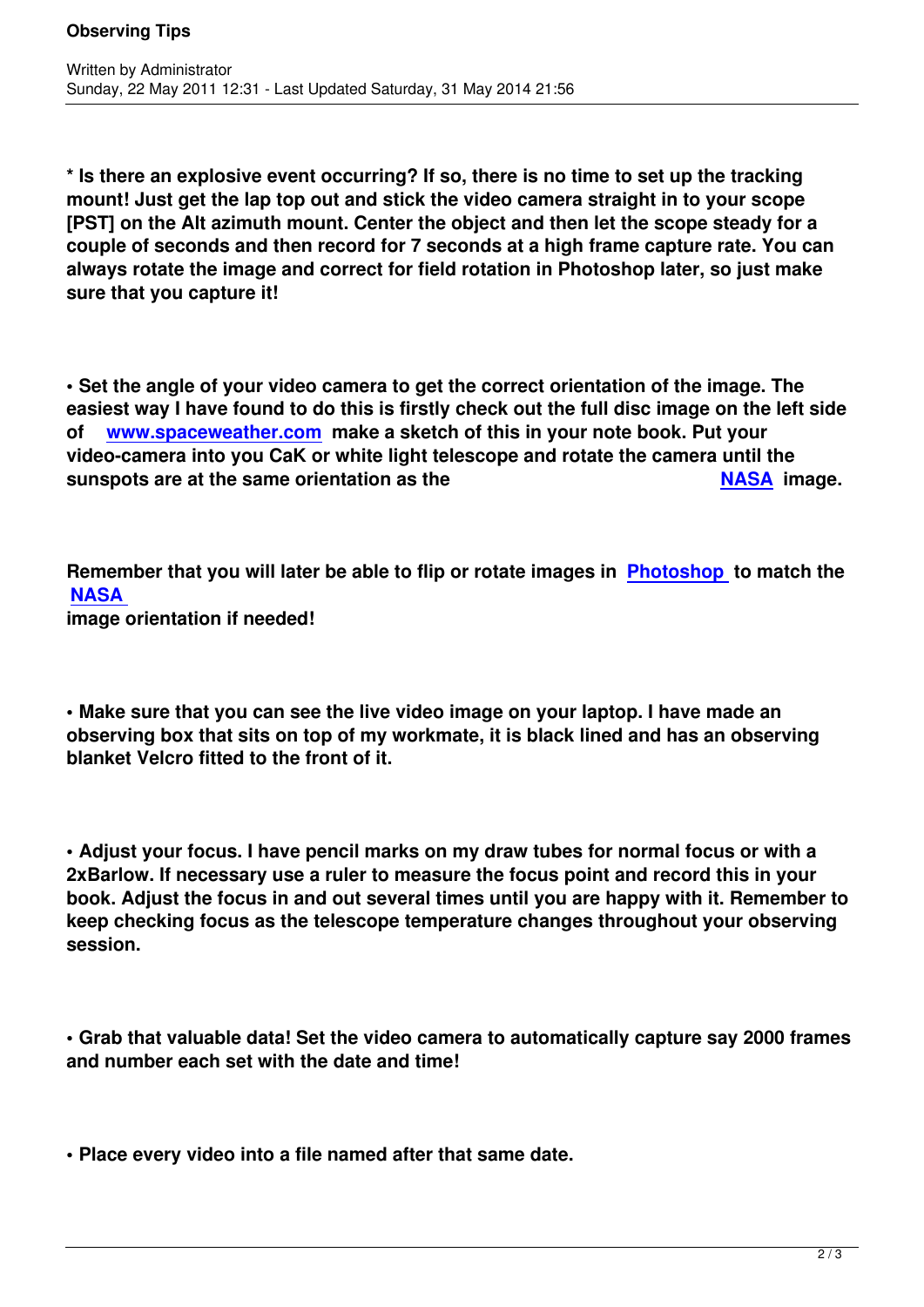**\* Is there an explosive event occurring? If so, there is no time to set up the tracking mount! Just get the lap top out and stick the video camera straight in to your scope [PST] on the Alt azimuth mount. Center the object and then let the scope steady for a couple of seconds and then record for 7 seconds at a high frame capture rate. You can always rotate the image and correct for field rotation in Photoshop later, so just make sure that you capture it!**

**• Set the angle of your video camera to get the correct orientation of the image. The easiest way I have found to do this is firstly check out the full disc image on the left side of [www.spaceweather.com](http://www.spaceweather.com) make a sketch of this in your note book. Put your video-camera into you CaK or white light telescope and rotate the camera until the sunspots are at the same orientation as the [NASA](#) image.**

**Remember that you will later be able to flip or rotate images in [Photoshop](#) to match the [NASA](#) image orientation if needed!**

**• Make sure that you can see the live video image on your laptop. I have made an observing box that sits on top of my workmate, it is black lined and has an observing blanket Velcro fitted to the front of it.**

**• Adjust your focus. I have pencil marks on my draw tubes for normal focus or with a 2xBarlow. If necessary use a ruler to measure the focus point and record this in your book. Adjust the focus in and out several times until you are happy with it. Remember to keep checking focus as the telescope temperature changes throughout your observing session.**

**• Grab that valuable data! Set the video camera to automatically capture say 2000 frames and number each set with the date and time!**

**• Place every video into a file named after that same date.**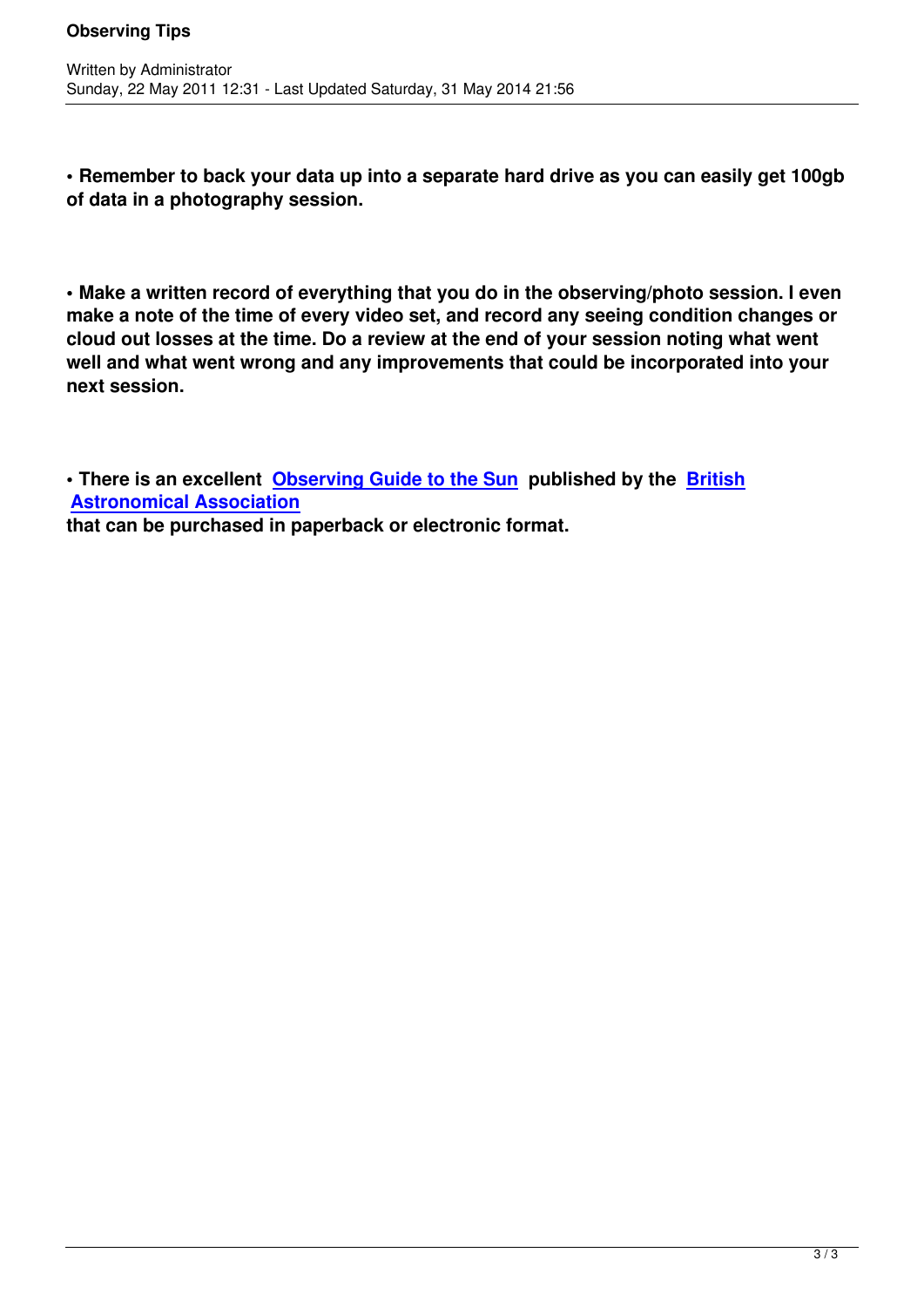- **Remember to back your data up into a separate hard drive as you can easily get 100gb of data in a photography session.**

- **Make a written record of everything that you do in the observing/photo session. I even make a note of the time of every video set, and record any seeing condition changes or cloud out losses at the time. Do a review at the end of your session noting what went well and what went wrong and any improvements that could be incorporated into your next session.**

- **There is an excellent Observing Guide to the Sun published by the British Astronomical Association that can be purchased in paperback or electronic format.**